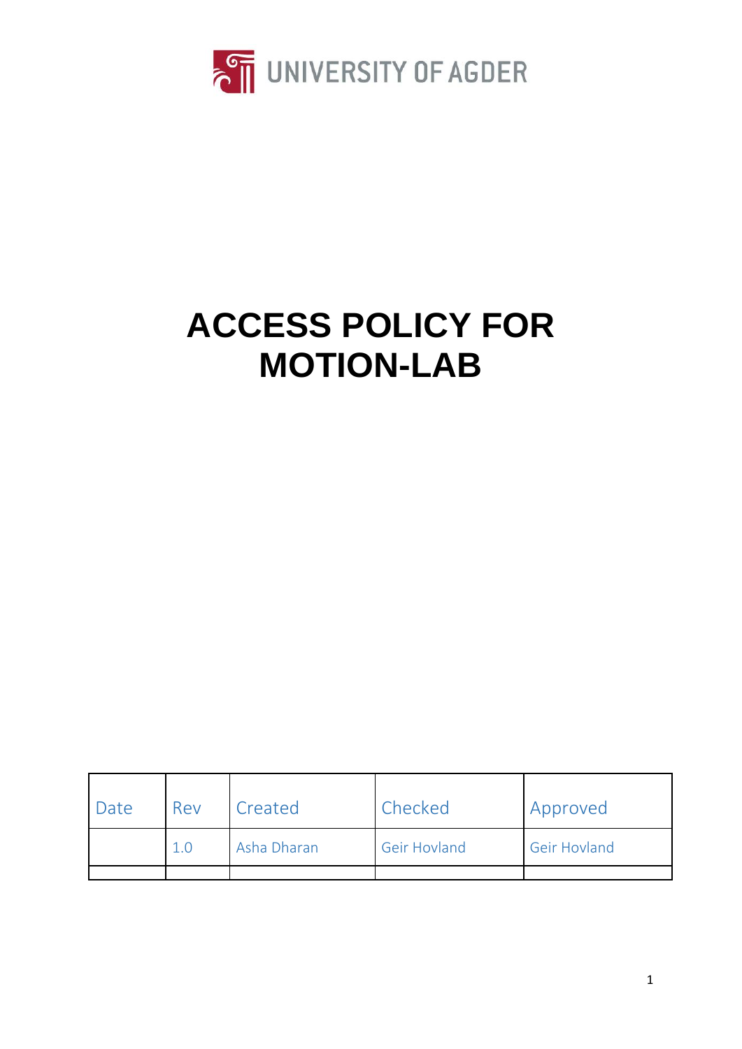UNIVERSITY OF AGDER

# ACCESS POLICY FOR MOTION-LAB

| Date | Rev | Created | Checked | Approved |
|---|---|---|---|---|
| | 1.0 | Asha Dharan | Geir Hovland | Geir Hovland |
| | | | | |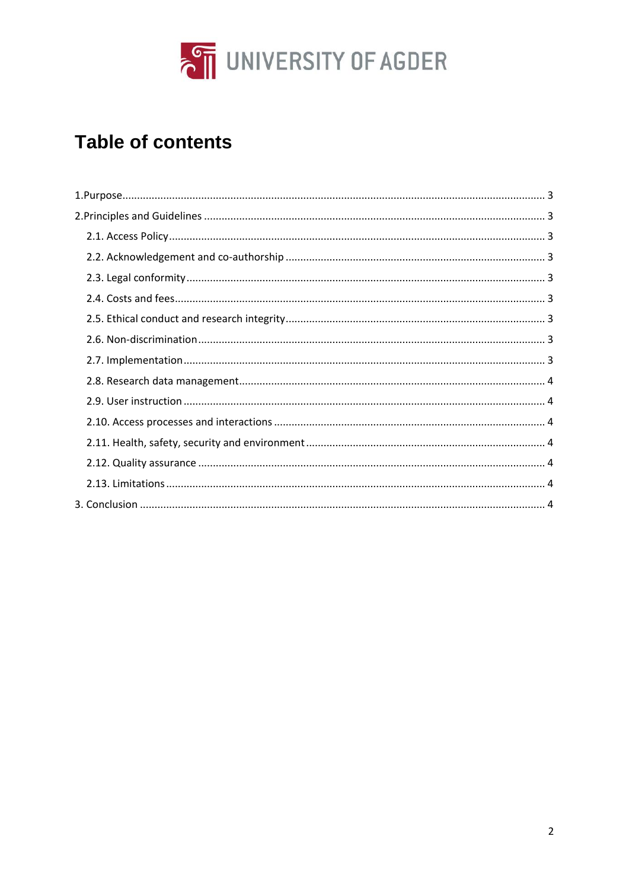UNIVERSITY OF AGDER

# Table of contents

1.Purpose ........................................................................................................................................ 3

2.Principles and Guidelines ........................................................................................................... 3

  2.1. Access Policy ........................................................................................................................ 3

  2.2. Acknowledgement and co-authorship ................................................................................ 3

  2.3. Legal conformity .................................................................................................................. 3

  2.4. Costs and fees ...................................................................................................................... 3

  2.5. Ethical conduct and research integrity ................................................................................ 3

  2.6. Non-discrimination .............................................................................................................. 3

  2.7. Implementation ................................................................................................................... 3

  2.8. Research data management ................................................................................................ 4

  2.9. User instruction ................................................................................................................... 4

  2.10. Access processes and interactions .................................................................................... 4

  2.11. Health, safety, security and environment ......................................................................... 4

  2.12. Quality assurance .............................................................................................................. 4

  2.13. Limitations ......................................................................................................................... 4

3. Conclusion .................................................................................................................................. 4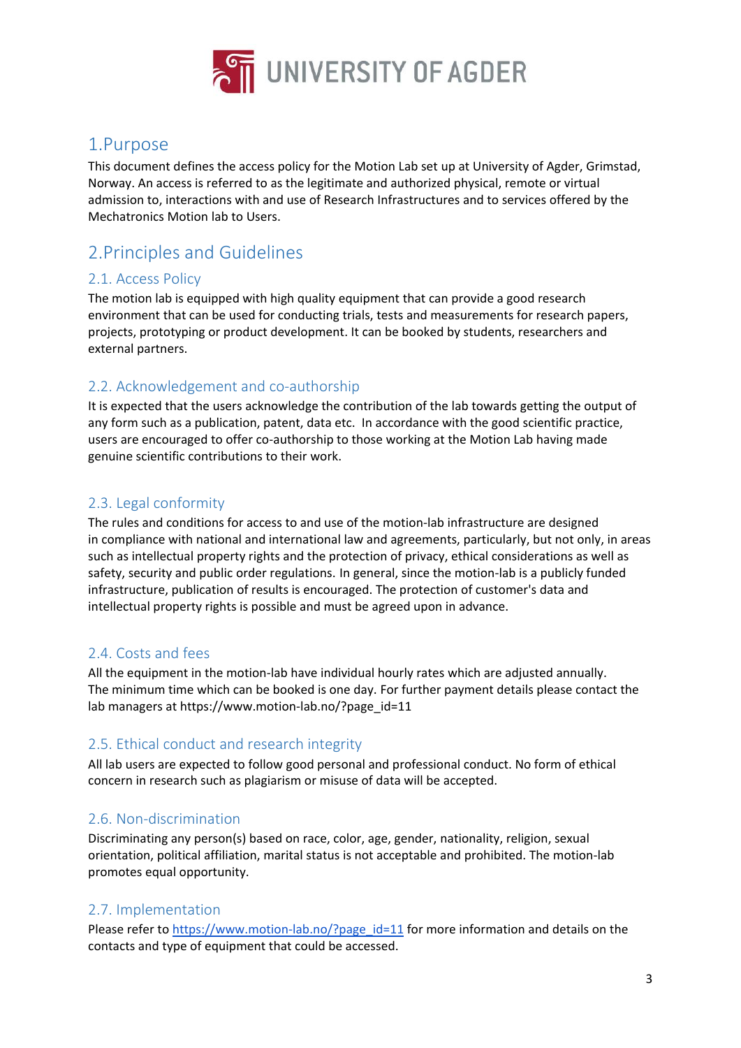# 1.Purpose

This document defines the access policy for the Motion Lab set up at University of Agder, Grimstad, Norway. An access is referred to as the legitimate and authorized physical, remote or virtual admission to, interactions with and use of Research Infrastructures and to services offered by the Mechatronics Motion lab to Users.

# 2.Principles and Guidelines

## 2.1. Access Policy

The motion lab is equipped with high quality equipment that can provide a good research environment that can be used for conducting trials, tests and measurements for research papers, projects, prototyping or product development. It can be booked by students, researchers and external partners.

## 2.2. Acknowledgement and co-authorship

It is expected that the users acknowledge the contribution of the lab towards getting the output of any form such as a publication, patent, data etc. In accordance with the good scientific practice, users are encouraged to offer co-authorship to those working at the Motion Lab having made genuine scientific contributions to their work.

## 2.3. Legal conformity

The rules and conditions for access to and use of the motion-lab infrastructure are designed in compliance with national and international law and agreements, particularly, but not only, in areas such as intellectual property rights and the protection of privacy, ethical considerations as well as safety, security and public order regulations. In general, since the motion-lab is a publicly funded infrastructure, publication of results is encouraged. The protection of customer's data and intellectual property rights is possible and must be agreed upon in advance.

## 2.4. Costs and fees

All the equipment in the motion-lab have individual hourly rates which are adjusted annually. The minimum time which can be booked is one day. For further payment details please contact the lab managers at https://www.motion-lab.no/?page_id=11

## 2.5. Ethical conduct and research integrity

All lab users are expected to follow good personal and professional conduct. No form of ethical concern in research such as plagiarism or misuse of data will be accepted.

## 2.6. Non-discrimination

Discriminating any person(s) based on race, color, age, gender, nationality, religion, sexual orientation, political affiliation, marital status is not acceptable and prohibited. The motion-lab promotes equal opportunity.

## 2.7. Implementation

Please refer to [https://www.motion-lab.no/?page_id=11](https://www.motion-lab.no/?page_id=11) for more information and details on the contacts and type of equipment that could be accessed.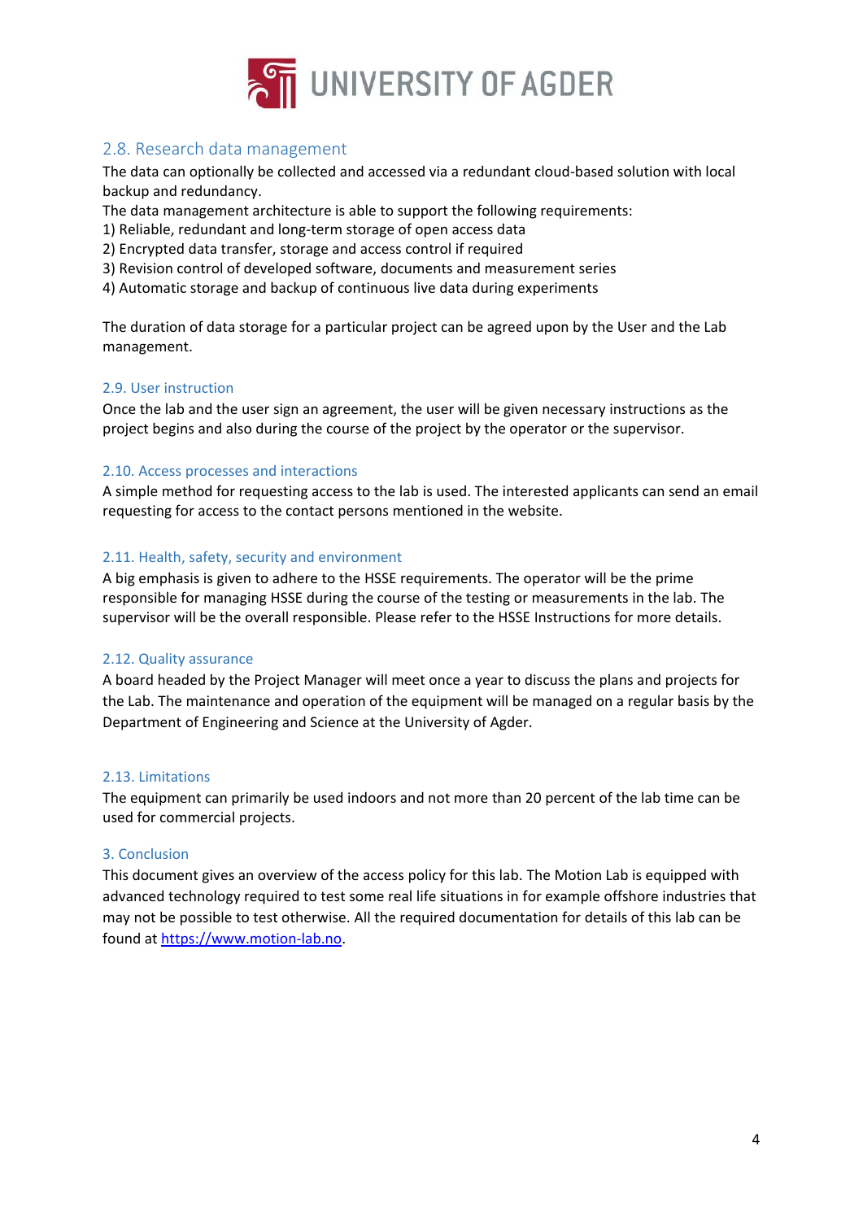## 2.8. Research data management

The data can optionally be collected and accessed via a redundant cloud-based solution with local backup and redundancy.

The data management architecture is able to support the following requirements:

1) Reliable, redundant and long-term storage of open access data
2) Encrypted data transfer, storage and access control if required
3) Revision control of developed software, documents and measurement series
4) Automatic storage and backup of continuous live data during experiments

The duration of data storage for a particular project can be agreed upon by the User and the Lab management.

### 2.9. User instruction

Once the lab and the user sign an agreement, the user will be given necessary instructions as the project begins and also during the course of the project by the operator or the supervisor.

### 2.10. Access processes and interactions

A simple method for requesting access to the lab is used. The interested applicants can send an email requesting for access to the contact persons mentioned in the website.

### 2.11. Health, safety, security and environment

A big emphasis is given to adhere to the HSSE requirements. The operator will be the prime responsible for managing HSSE during the course of the testing or measurements in the lab. The supervisor will be the overall responsible. Please refer to the HSSE Instructions for more details.

### 2.12. Quality assurance

A board headed by the Project Manager will meet once a year to discuss the plans and projects for the Lab. The maintenance and operation of the equipment will be managed on a regular basis by the Department of Engineering and Science at the University of Agder.

### 2.13. Limitations

The equipment can primarily be used indoors and not more than 20 percent of the lab time can be used for commercial projects.

### 3. Conclusion

This document gives an overview of the access policy for this lab. The Motion Lab is equipped with advanced technology required to test some real life situations in for example offshore industries that may not be possible to test otherwise. All the required documentation for details of this lab can be found at [https://www.motion-lab.no](https://www.motion-lab.no).